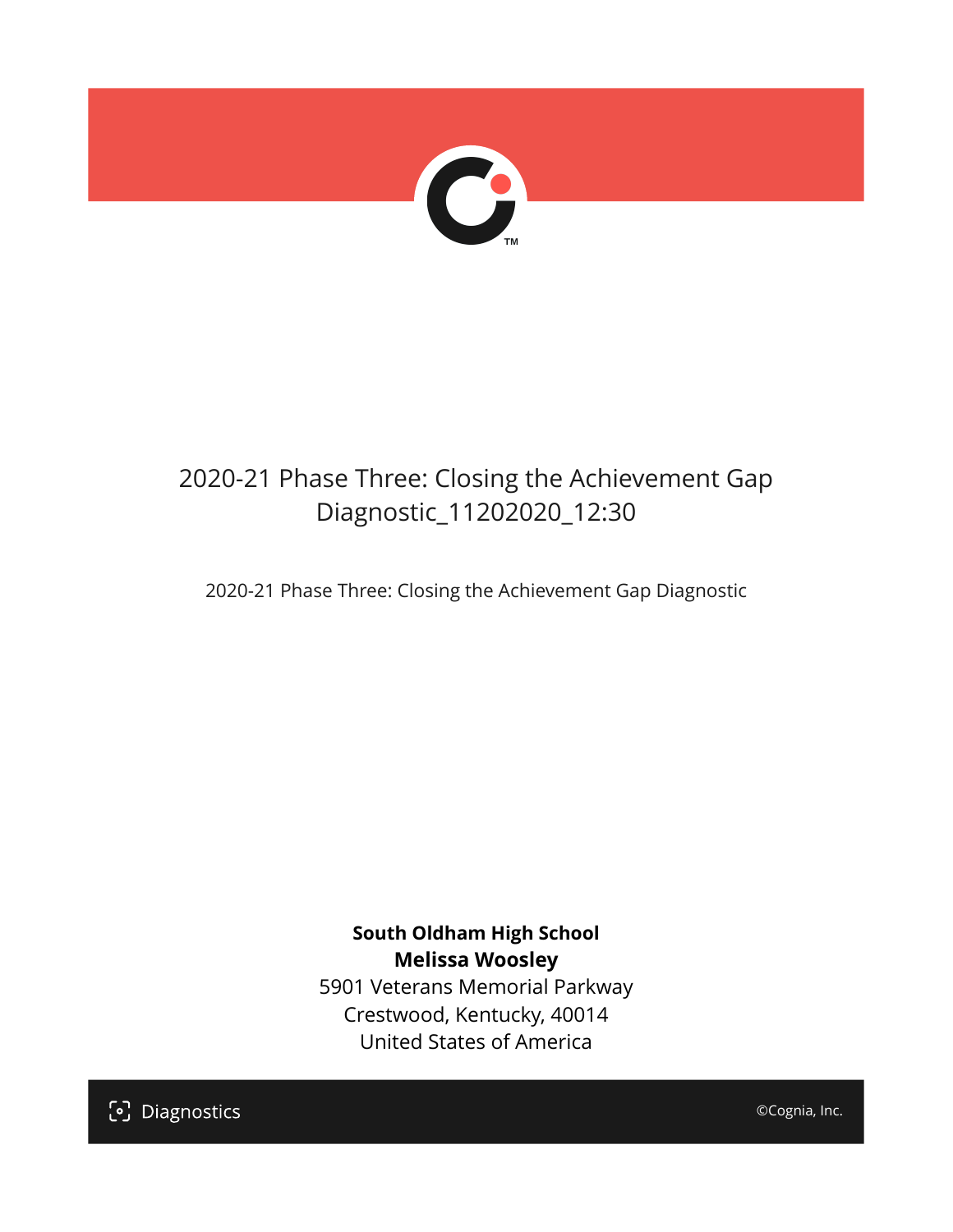# 2020-21 Phase Three: Closing the Achievement Gap Diagnostic_11202020_12:30

2020-21 Phase Three: Closing the Achievement Gap Diagnostic

**South Oldham High School**
**Melissa Woosley**
5901 Veterans Memorial Parkway
Crestwood, Kentucky, 40014
United States of America

Diagnostics

©Cognia, Inc.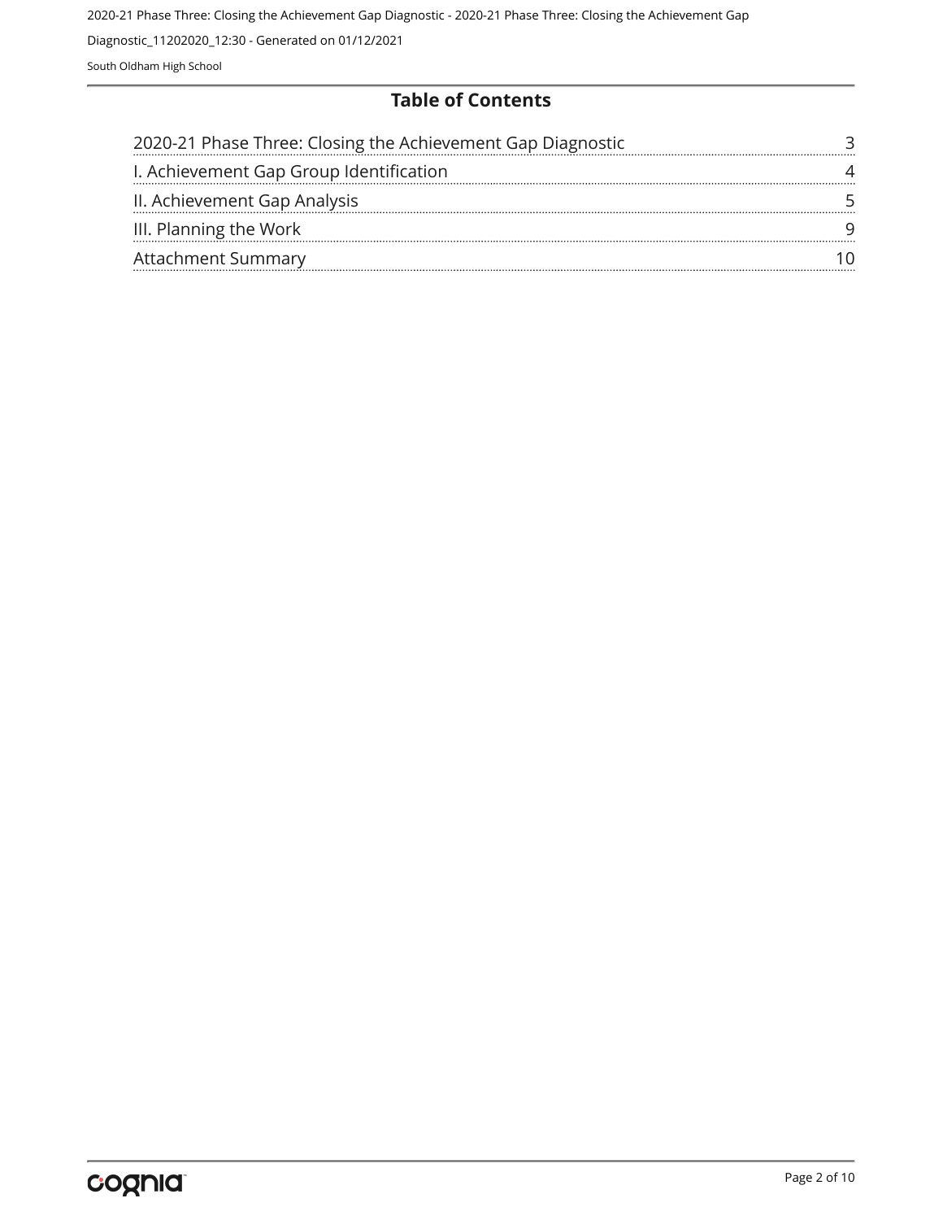## Table of Contents

| | |
|---|---|
| 2020-21 Phase Three: Closing the Achievement Gap Diagnostic | 3 |
| I. Achievement Gap Group Identification | 4 |
| II. Achievement Gap Analysis | 5 |
| III. Planning the Work | 9 |
| Attachment Summary | 10 |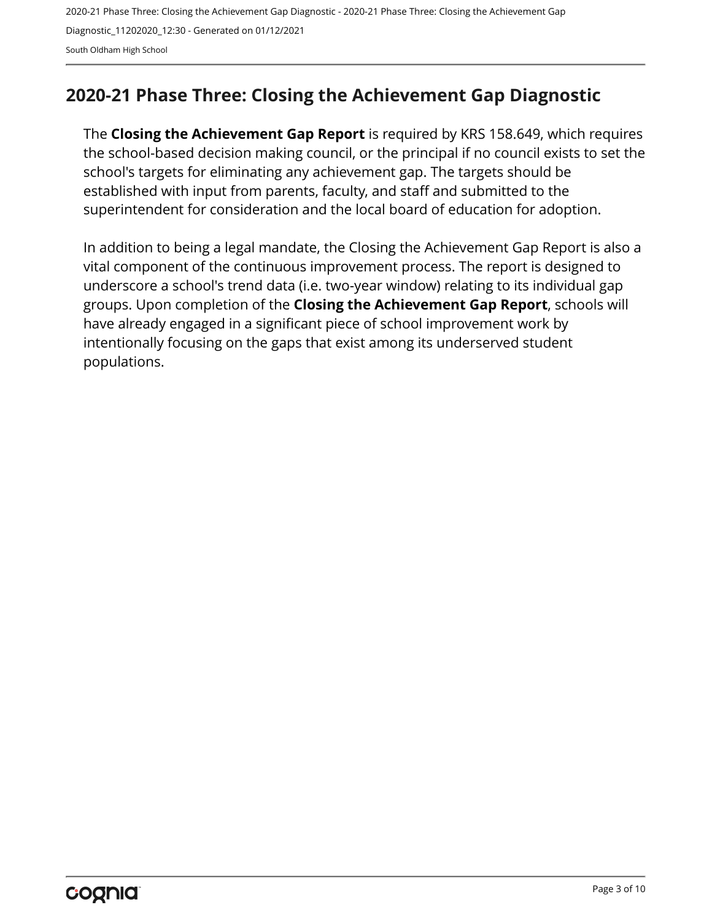## 2020-21 Phase Three: Closing the Achievement Gap Diagnostic

The **Closing the Achievement Gap Report** is required by KRS 158.649, which requires the school-based decision making council, or the principal if no council exists to set the school's targets for eliminating any achievement gap. The targets should be established with input from parents, faculty, and staff and submitted to the superintendent for consideration and the local board of education for adoption.

In addition to being a legal mandate, the Closing the Achievement Gap Report is also a vital component of the continuous improvement process. The report is designed to underscore a school's trend data (i.e. two-year window) relating to its individual gap groups. Upon completion of the **Closing the Achievement Gap Report**, schools will have already engaged in a significant piece of school improvement work by intentionally focusing on the gaps that exist among its underserved student populations.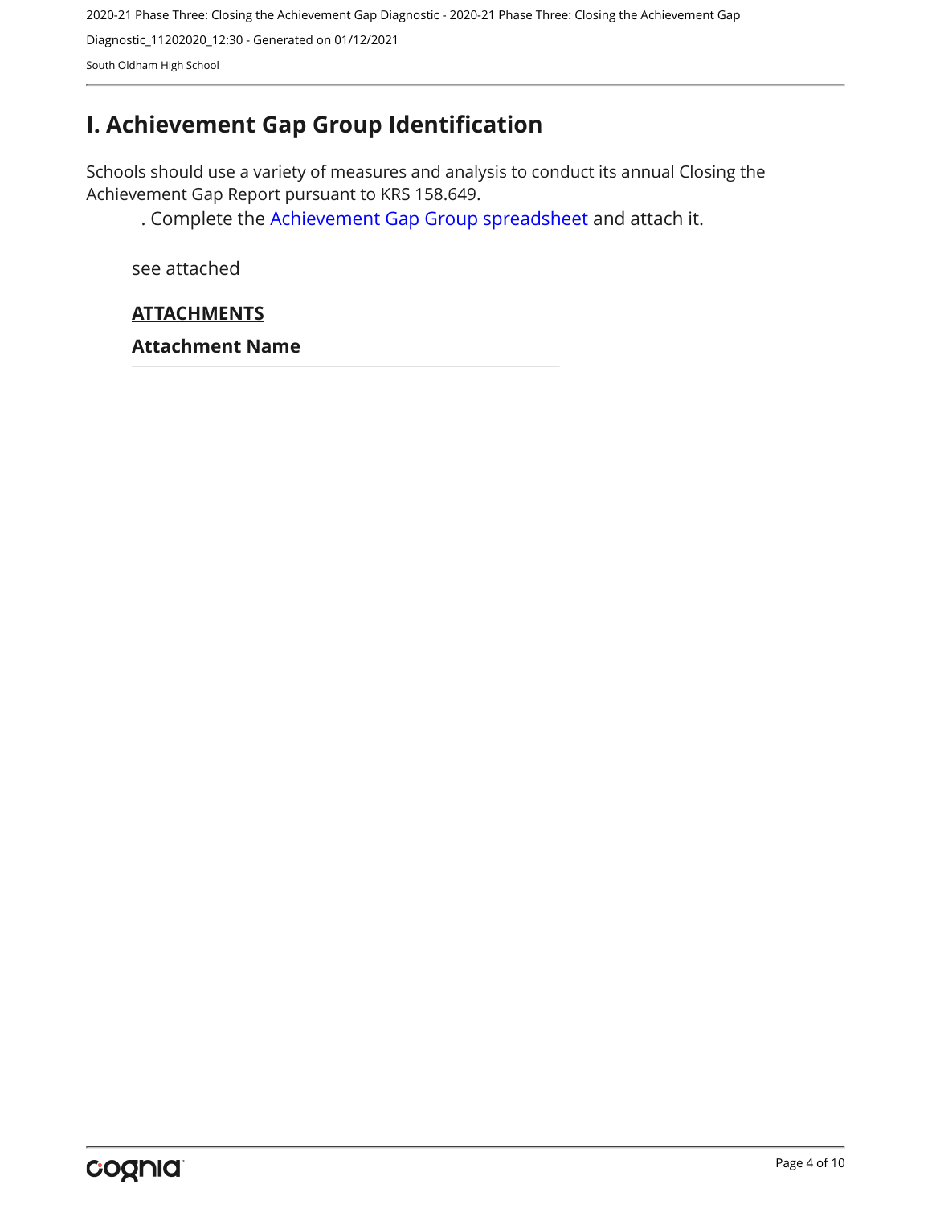# I. Achievement Gap Group Identification

Schools should use a variety of measures and analysis to conduct its annual Closing the Achievement Gap Report pursuant to KRS 158.649.

. Complete the Achievement Gap Group spreadsheet and attach it.

see attached

**ATTACHMENTS**

**Attachment Name**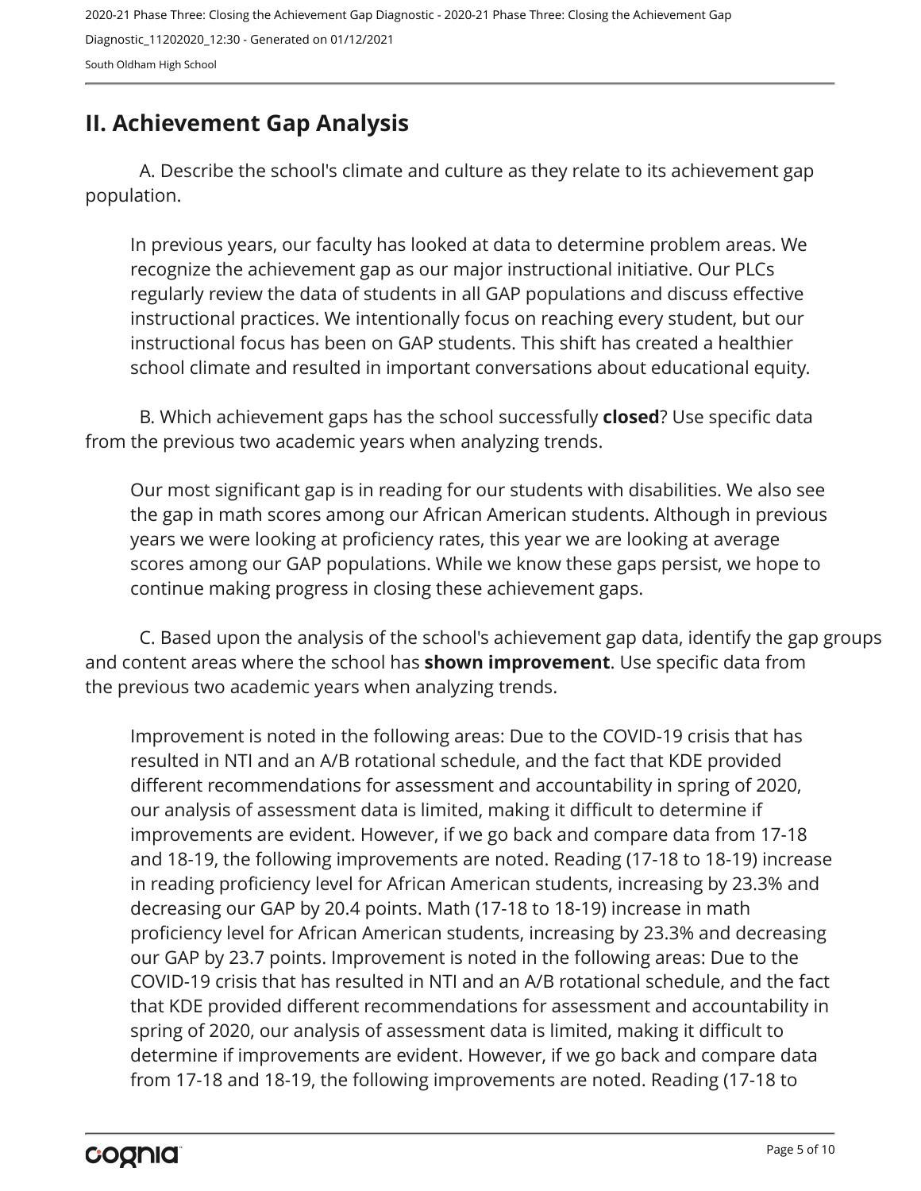## II. Achievement Gap Analysis

A. Describe the school's climate and culture as they relate to its achievement gap population.

In previous years, our faculty has looked at data to determine problem areas. We recognize the achievement gap as our major instructional initiative. Our PLCs regularly review the data of students in all GAP populations and discuss effective instructional practices. We intentionally focus on reaching every student, but our instructional focus has been on GAP students. This shift has created a healthier school climate and resulted in important conversations about educational equity.

B. Which achievement gaps has the school successfully **closed**? Use specific data from the previous two academic years when analyzing trends.

Our most significant gap is in reading for our students with disabilities. We also see the gap in math scores among our African American students. Although in previous years we were looking at proficiency rates, this year we are looking at average scores among our GAP populations. While we know these gaps persist, we hope to continue making progress in closing these achievement gaps.

C. Based upon the analysis of the school's achievement gap data, identify the gap groups and content areas where the school has **shown improvement**. Use specific data from the previous two academic years when analyzing trends.

Improvement is noted in the following areas: Due to the COVID-19 crisis that has resulted in NTI and an A/B rotational schedule, and the fact that KDE provided different recommendations for assessment and accountability in spring of 2020, our analysis of assessment data is limited, making it difficult to determine if improvements are evident. However, if we go back and compare data from 17-18 and 18-19, the following improvements are noted. Reading (17-18 to 18-19) increase in reading proficiency level for African American students, increasing by 23.3% and decreasing our GAP by 20.4 points. Math (17-18 to 18-19) increase in math proficiency level for African American students, increasing by 23.3% and decreasing our GAP by 23.7 points. Improvement is noted in the following areas: Due to the COVID-19 crisis that has resulted in NTI and an A/B rotational schedule, and the fact that KDE provided different recommendations for assessment and accountability in spring of 2020, our analysis of assessment data is limited, making it difficult to determine if improvements are evident. However, if we go back and compare data from 17-18 and 18-19, the following improvements are noted. Reading (17-18 to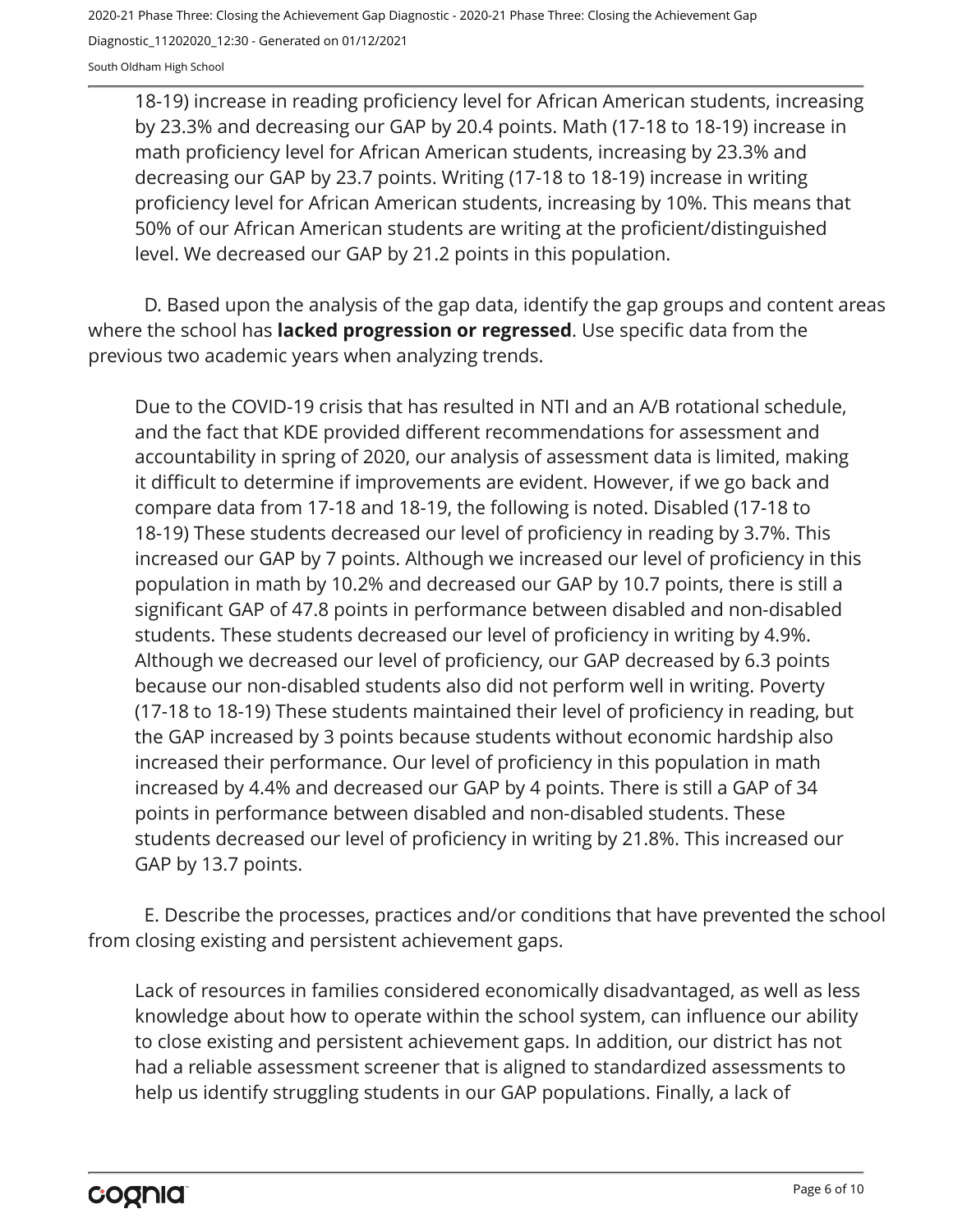18-19) increase in reading proficiency level for African American students, increasing by 23.3% and decreasing our GAP by 20.4 points. Math (17-18 to 18-19) increase in math proficiency level for African American students, increasing by 23.3% and decreasing our GAP by 23.7 points. Writing (17-18 to 18-19) increase in writing proficiency level for African American students, increasing by 10%. This means that 50% of our African American students are writing at the proficient/distinguished level. We decreased our GAP by 21.2 points in this population.

D. Based upon the analysis of the gap data, identify the gap groups and content areas where the school has **lacked progression or regressed**. Use specific data from the previous two academic years when analyzing trends.

Due to the COVID-19 crisis that has resulted in NTI and an A/B rotational schedule, and the fact that KDE provided different recommendations for assessment and accountability in spring of 2020, our analysis of assessment data is limited, making it difficult to determine if improvements are evident. However, if we go back and compare data from 17-18 and 18-19, the following is noted. Disabled (17-18 to 18-19) These students decreased our level of proficiency in reading by 3.7%. This increased our GAP by 7 points. Although we increased our level of proficiency in this population in math by 10.2% and decreased our GAP by 10.7 points, there is still a significant GAP of 47.8 points in performance between disabled and non-disabled students. These students decreased our level of proficiency in writing by 4.9%. Although we decreased our level of proficiency, our GAP decreased by 6.3 points because our non-disabled students also did not perform well in writing. Poverty (17-18 to 18-19) These students maintained their level of proficiency in reading, but the GAP increased by 3 points because students without economic hardship also increased their performance. Our level of proficiency in this population in math increased by 4.4% and decreased our GAP by 4 points. There is still a GAP of 34 points in performance between disabled and non-disabled students. These students decreased our level of proficiency in writing by 21.8%. This increased our GAP by 13.7 points.

E. Describe the processes, practices and/or conditions that have prevented the school from closing existing and persistent achievement gaps.

Lack of resources in families considered economically disadvantaged, as well as less knowledge about how to operate within the school system, can influence our ability to close existing and persistent achievement gaps. In addition, our district has not had a reliable assessment screener that is aligned to standardized assessments to help us identify struggling students in our GAP populations. Finally, a lack of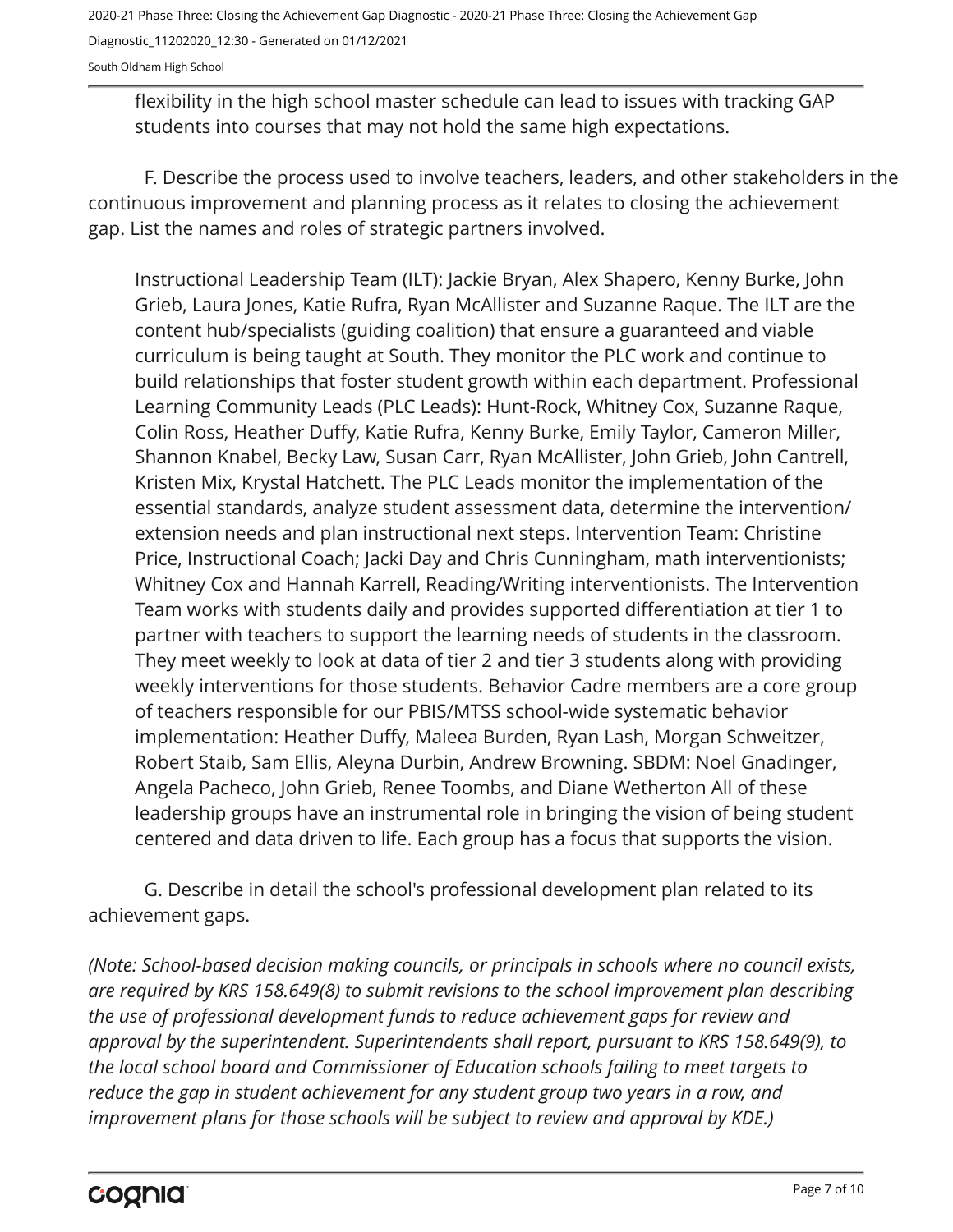flexibility in the high school master schedule can lead to issues with tracking GAP students into courses that may not hold the same high expectations.

F. Describe the process used to involve teachers, leaders, and other stakeholders in the continuous improvement and planning process as it relates to closing the achievement gap. List the names and roles of strategic partners involved.

Instructional Leadership Team (ILT): Jackie Bryan, Alex Shapero, Kenny Burke, John Grieb, Laura Jones, Katie Rufra, Ryan McAllister and Suzanne Raque. The ILT are the content hub/specialists (guiding coalition) that ensure a guaranteed and viable curriculum is being taught at South. They monitor the PLC work and continue to build relationships that foster student growth within each department. Professional Learning Community Leads (PLC Leads): Hunt-Rock, Whitney Cox, Suzanne Raque, Colin Ross, Heather Duffy, Katie Rufra, Kenny Burke, Emily Taylor, Cameron Miller, Shannon Knabel, Becky Law, Susan Carr, Ryan McAllister, John Grieb, John Cantrell, Kristen Mix, Krystal Hatchett. The PLC Leads monitor the implementation of the essential standards, analyze student assessment data, determine the intervention/ extension needs and plan instructional next steps. Intervention Team: Christine Price, Instructional Coach; Jacki Day and Chris Cunningham, math interventionists; Whitney Cox and Hannah Karrell, Reading/Writing interventionists. The Intervention Team works with students daily and provides supported differentiation at tier 1 to partner with teachers to support the learning needs of students in the classroom. They meet weekly to look at data of tier 2 and tier 3 students along with providing weekly interventions for those students. Behavior Cadre members are a core group of teachers responsible for our PBIS/MTSS school-wide systematic behavior implementation: Heather Duffy, Maleea Burden, Ryan Lash, Morgan Schweitzer, Robert Staib, Sam Ellis, Aleyna Durbin, Andrew Browning. SBDM: Noel Gnadinger, Angela Pacheco, John Grieb, Renee Toombs, and Diane Wetherton All of these leadership groups have an instrumental role in bringing the vision of being student centered and data driven to life. Each group has a focus that supports the vision.

G. Describe in detail the school's professional development plan related to its achievement gaps.

*(Note: School-based decision making councils, or principals in schools where no council exists, are required by KRS 158.649(8) to submit revisions to the school improvement plan describing the use of professional development funds to reduce achievement gaps for review and approval by the superintendent. Superintendents shall report, pursuant to KRS 158.649(9), to the local school board and Commissioner of Education schools failing to meet targets to reduce the gap in student achievement for any student group two years in a row, and improvement plans for those schools will be subject to review and approval by KDE.)*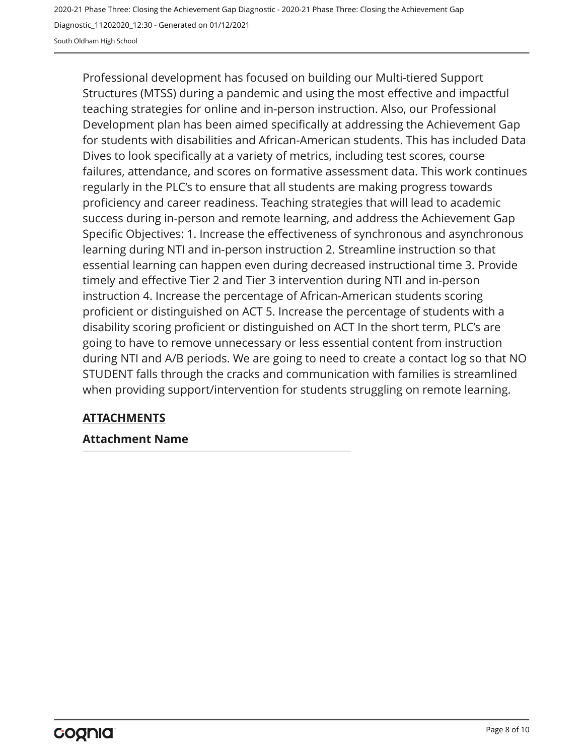Professional development has focused on building our Multi-tiered Support Structures (MTSS) during a pandemic and using the most effective and impactful teaching strategies for online and in-person instruction. Also, our Professional Development plan has been aimed specifically at addressing the Achievement Gap for students with disabilities and African-American students. This has included Data Dives to look specifically at a variety of metrics, including test scores, course failures, attendance, and scores on formative assessment data. This work continues regularly in the PLC's to ensure that all students are making progress towards proficiency and career readiness. Teaching strategies that will lead to academic success during in-person and remote learning, and address the Achievement Gap Specific Objectives: 1. Increase the effectiveness of synchronous and asynchronous learning during NTI and in-person instruction 2. Streamline instruction so that essential learning can happen even during decreased instructional time 3. Provide timely and effective Tier 2 and Tier 3 intervention during NTI and in-person instruction 4. Increase the percentage of African-American students scoring proficient or distinguished on ACT 5. Increase the percentage of students with a disability scoring proficient or distinguished on ACT In the short term, PLC's are going to have to remove unnecessary or less essential content from instruction during NTI and A/B periods. We are going to need to create a contact log so that NO STUDENT falls through the cracks and communication with families is streamlined when providing support/intervention for students struggling on remote learning.

## ATTACHMENTS

**Attachment Name**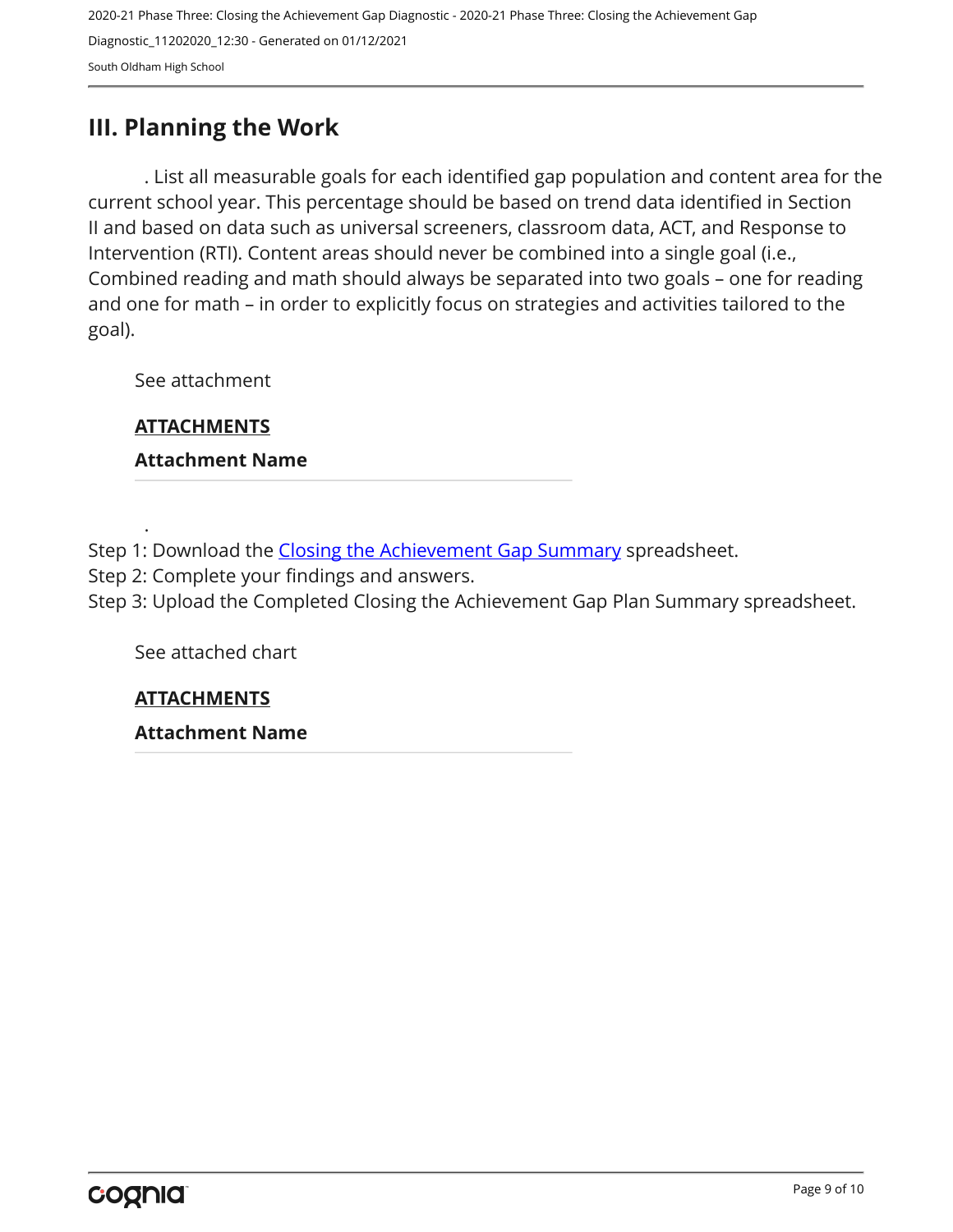## III. Planning the Work

. List all measurable goals for each identified gap population and content area for the current school year. This percentage should be based on trend data identified in Section II and based on data such as universal screeners, classroom data, ACT, and Response to Intervention (RTI). Content areas should never be combined into a single goal (i.e., Combined reading and math should always be separated into two goals – one for reading and one for math – in order to explicitly focus on strategies and activities tailored to the goal).

See attachment

**ATTACHMENTS**

**Attachment Name**

.

Step 1: Download the Closing the Achievement Gap Summary spreadsheet.
Step 2: Complete your findings and answers.
Step 3: Upload the Completed Closing the Achievement Gap Plan Summary spreadsheet.

See attached chart

**ATTACHMENTS**

**Attachment Name**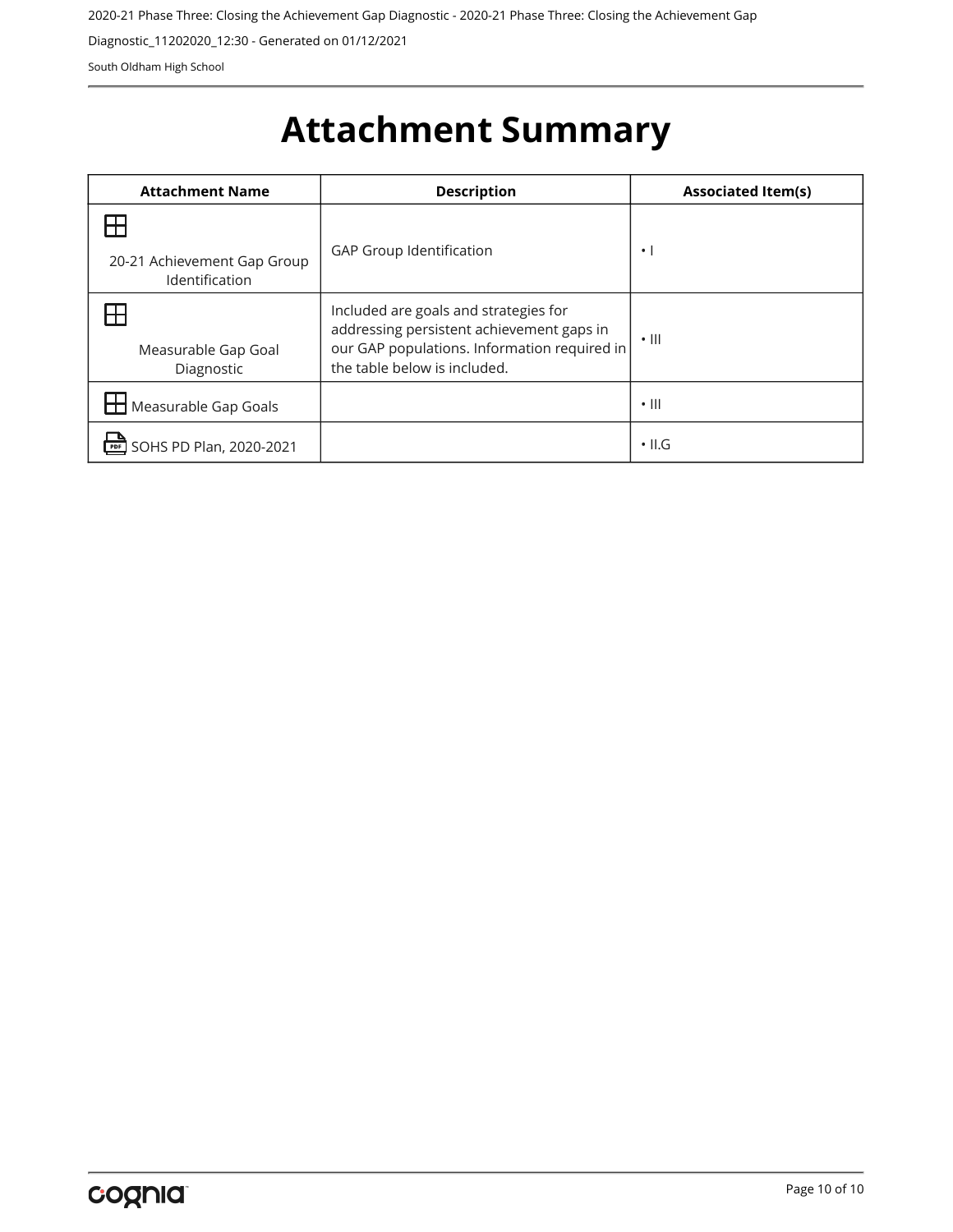# Attachment Summary

| Attachment Name | Description | Associated Item(s) |
| --- | --- | --- |
| 20-21 Achievement Gap Group Identification | GAP Group Identification | • I |
| Measurable Gap Goal Diagnostic | Included are goals and strategies for addressing persistent achievement gaps in our GAP populations. Information required in the table below is included. | • III |
| Measurable Gap Goals | | • III |
| SOHS PD Plan, 2020-2021 | | • II.G |